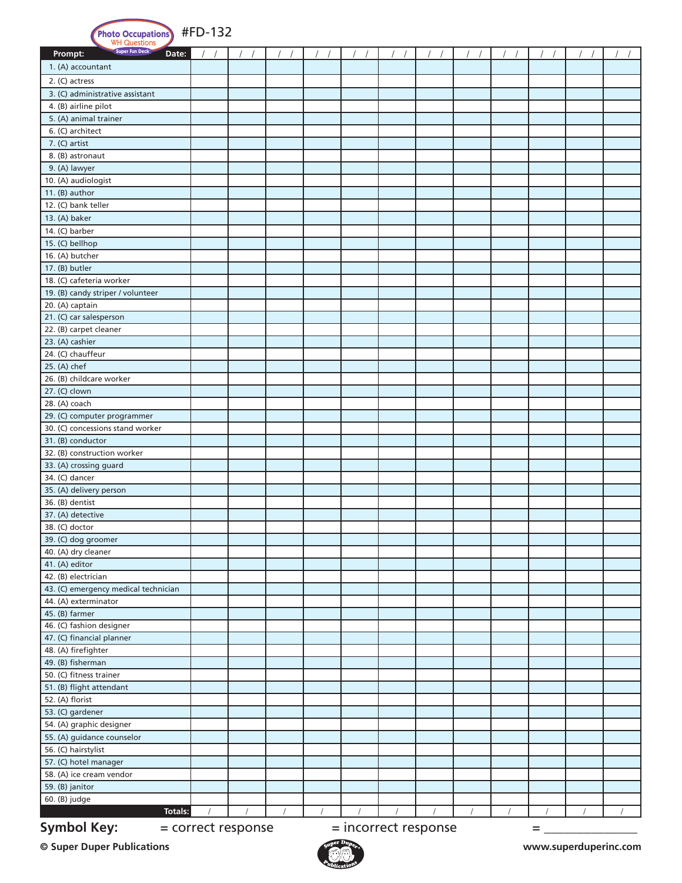Photo Occupations WH Questions Super Fun Deck #FD-132

| Prompt: Date: | / / | / / | / / | / / | / / | / / | / / | / / | / / | / / | / / | / / |
|---|---|---|---|---|---|---|---|---|---|---|---|---|
| 1. (A) accountant | | | | | | | | | | | | |
| 2. (C) actress | | | | | | | | | | | | |
| 3. (C) administrative assistant | | | | | | | | | | | | |
| 4. (B) airline pilot | | | | | | | | | | | | |
| 5. (A) animal trainer | | | | | | | | | | | | |
| 6. (C) architect | | | | | | | | | | | | |
| 7. (C) artist | | | | | | | | | | | | |
| 8. (B) astronaut | | | | | | | | | | | | |
| 9. (A) lawyer | | | | | | | | | | | | |
| 10. (A) audiologist | | | | | | | | | | | | |
| 11. (B) author | | | | | | | | | | | | |
| 12. (C) bank teller | | | | | | | | | | | | |
| 13. (A) baker | | | | | | | | | | | | |
| 14. (C) barber | | | | | | | | | | | | |
| 15. (C) bellhop | | | | | | | | | | | | |
| 16. (A) butcher | | | | | | | | | | | | |
| 17. (B) butler | | | | | | | | | | | | |
| 18. (C) cafeteria worker | | | | | | | | | | | | |
| 19. (B) candy striper / volunteer | | | | | | | | | | | | |
| 20. (A) captain | | | | | | | | | | | | |
| 21. (C) car salesperson | | | | | | | | | | | | |
| 22. (B) carpet cleaner | | | | | | | | | | | | |
| 23. (A) cashier | | | | | | | | | | | | |
| 24. (C) chauffeur | | | | | | | | | | | | |
| 25. (A) chef | | | | | | | | | | | | |
| 26. (B) childcare worker | | | | | | | | | | | | |
| 27. (C) clown | | | | | | | | | | | | |
| 28. (A) coach | | | | | | | | | | | | |
| 29. (C) computer programmer | | | | | | | | | | | | |
| 30. (C) concessions stand worker | | | | | | | | | | | | |
| 31. (B) conductor | | | | | | | | | | | | |
| 32. (B) construction worker | | | | | | | | | | | | |
| 33. (A) crossing guard | | | | | | | | | | | | |
| 34. (C) dancer | | | | | | | | | | | | |
| 35. (A) delivery person | | | | | | | | | | | | |
| 36. (B) dentist | | | | | | | | | | | | |
| 37. (A) detective | | | | | | | | | | | | |
| 38. (C) doctor | | | | | | | | | | | | |
| 39. (C) dog groomer | | | | | | | | | | | | |
| 40. (A) dry cleaner | | | | | | | | | | | | |
| 41. (A) editor | | | | | | | | | | | | |
| 42. (B) electrician | | | | | | | | | | | | |
| 43. (C) emergency medical technician | | | | | | | | | | | | |
| 44. (A) exterminator | | | | | | | | | | | | |
| 45. (B) farmer | | | | | | | | | | | | |
| 46. (C) fashion designer | | | | | | | | | | | | |
| 47. (C) financial planner | | | | | | | | | | | | |
| 48. (A) firefighter | | | | | | | | | | | | |
| 49. (B) fisherman | | | | | | | | | | | | |
| 50. (C) fitness trainer | | | | | | | | | | | | |
| 51. (B) flight attendant | | | | | | | | | | | | |
| 52. (A) florist | | | | | | | | | | | | |
| 53. (C) gardener | | | | | | | | | | | | |
| 54. (A) graphic designer | | | | | | | | | | | | |
| 55. (A) guidance counselor | | | | | | | | | | | | |
| 56. (C) hairstylist | | | | | | | | | | | | |
| 57. (C) hotel manager | | | | | | | | | | | | |
| 58. (A) ice cream vendor | | | | | | | | | | | | |
| 59. (B) janitor | | | | | | | | | | | | |
| 60. (B) judge | | | | | | | | | | | | |
| Totals: | / | / | / | / | / | / | / | / | / | / | / | / |

**Symbol Key:** = correct response = incorrect response = _______________

© Super Duper Publications www.superduperinc.com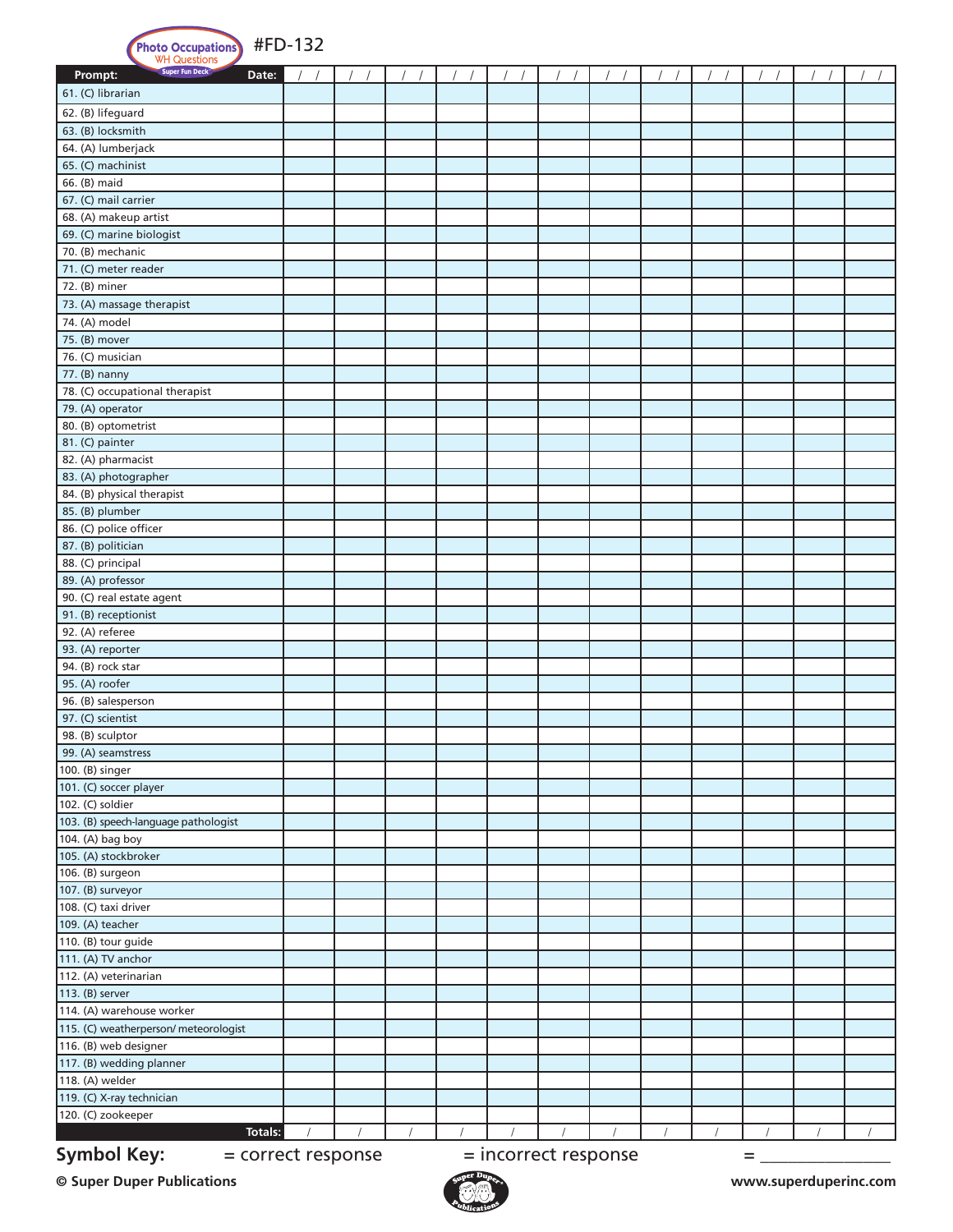Photo Occupations WH Questions Super Fun Deck #FD-132

| Prompt: Date: | / / | / / | / / | / / | / / | / / | / / | / / | / / | / / | / / | / / |
|---|---|---|---|---|---|---|---|---|---|---|---|---|
| 61. (C) librarian | | | | | | | | | | | | |
| 62. (B) lifeguard | | | | | | | | | | | | |
| 63. (B) locksmith | | | | | | | | | | | | |
| 64. (A) lumberjack | | | | | | | | | | | | |
| 65. (C) machinist | | | | | | | | | | | | |
| 66. (B) maid | | | | | | | | | | | | |
| 67. (C) mail carrier | | | | | | | | | | | | |
| 68. (A) makeup artist | | | | | | | | | | | | |
| 69. (C) marine biologist | | | | | | | | | | | | |
| 70. (B) mechanic | | | | | | | | | | | | |
| 71. (C) meter reader | | | | | | | | | | | | |
| 72. (B) miner | | | | | | | | | | | | |
| 73. (A) massage therapist | | | | | | | | | | | | |
| 74. (A) model | | | | | | | | | | | | |
| 75. (B) mover | | | | | | | | | | | | |
| 76. (C) musician | | | | | | | | | | | | |
| 77. (B) nanny | | | | | | | | | | | | |
| 78. (C) occupational therapist | | | | | | | | | | | | |
| 79. (A) operator | | | | | | | | | | | | |
| 80. (B) optometrist | | | | | | | | | | | | |
| 81. (C) painter | | | | | | | | | | | | |
| 82. (A) pharmacist | | | | | | | | | | | | |
| 83. (A) photographer | | | | | | | | | | | | |
| 84. (B) physical therapist | | | | | | | | | | | | |
| 85. (B) plumber | | | | | | | | | | | | |
| 86. (C) police officer | | | | | | | | | | | | |
| 87. (B) politician | | | | | | | | | | | | |
| 88. (C) principal | | | | | | | | | | | | |
| 89. (A) professor | | | | | | | | | | | | |
| 90. (C) real estate agent | | | | | | | | | | | | |
| 91. (B) receptionist | | | | | | | | | | | | |
| 92. (A) referee | | | | | | | | | | | | |
| 93. (A) reporter | | | | | | | | | | | | |
| 94. (B) rock star | | | | | | | | | | | | |
| 95. (A) roofer | | | | | | | | | | | | |
| 96. (B) salesperson | | | | | | | | | | | | |
| 97. (C) scientist | | | | | | | | | | | | |
| 98. (B) sculptor | | | | | | | | | | | | |
| 99. (A) seamstress | | | | | | | | | | | | |
| 100. (B) singer | | | | | | | | | | | | |
| 101. (C) soccer player | | | | | | | | | | | | |
| 102. (C) soldier | | | | | | | | | | | | |
| 103. (B) speech-language pathologist | | | | | | | | | | | | |
| 104. (A) bag boy | | | | | | | | | | | | |
| 105. (A) stockbroker | | | | | | | | | | | | |
| 106. (B) surgeon | | | | | | | | | | | | |
| 107. (B) surveyor | | | | | | | | | | | | |
| 108. (C) taxi driver | | | | | | | | | | | | |
| 109. (A) teacher | | | | | | | | | | | | |
| 110. (B) tour guide | | | | | | | | | | | | |
| 111. (A) TV anchor | | | | | | | | | | | | |
| 112. (A) veterinarian | | | | | | | | | | | | |
| 113. (B) server | | | | | | | | | | | | |
| 114. (A) warehouse worker | | | | | | | | | | | | |
| 115. (C) weatherperson/ meteorologist | | | | | | | | | | | | |
| 116. (B) web designer | | | | | | | | | | | | |
| 117. (B) wedding planner | | | | | | | | | | | | |
| 118. (A) welder | | | | | | | | | | | | |
| 119. (C) X-ray technician | | | | | | | | | | | | |
| 120. (C) zookeeper | | | | | | | | | | | | |
| Totals: | / | / | / | / | / | / | / | / | / | / | / | / |

**Symbol Key:** = correct response = incorrect response = _______________

© Super Duper Publications www.superduperinc.com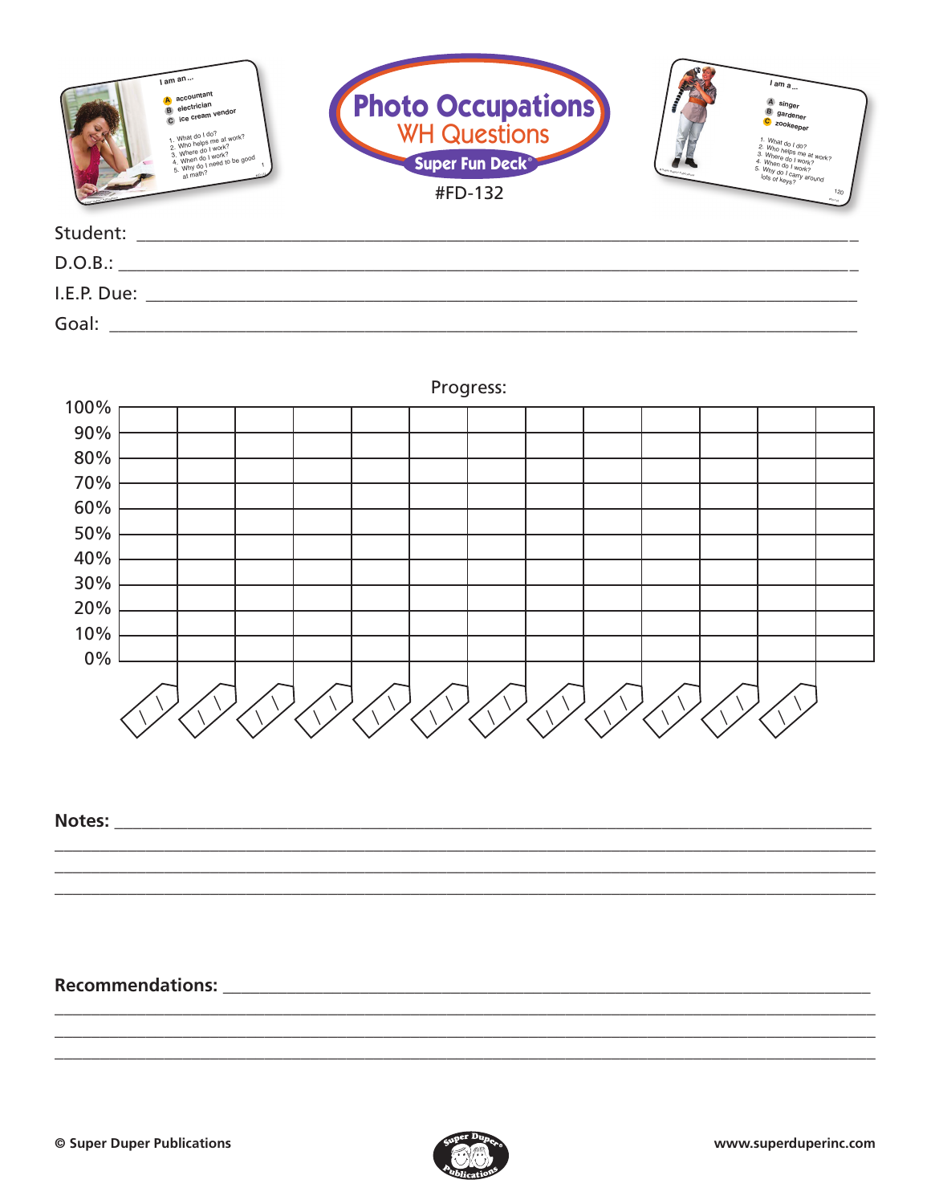# Photo Occupations

## WH Questions

Super Fun Deck®

#FD-132

Student: ___________________________________________

D.O.B.: ___________________________________________

I.E.P. Due: ___________________________________________

Goal: ___________________________________________

Progress:

100%
90%
80%
70%
60%
50%
40%
30%
20%
10%
0%

**Notes:** ___________________________________________

___________________________________________

___________________________________________

___________________________________________

**Recommendations:** ___________________________________________

___________________________________________

___________________________________________

___________________________________________

**© Super Duper Publications**

**www.superduperinc.com**